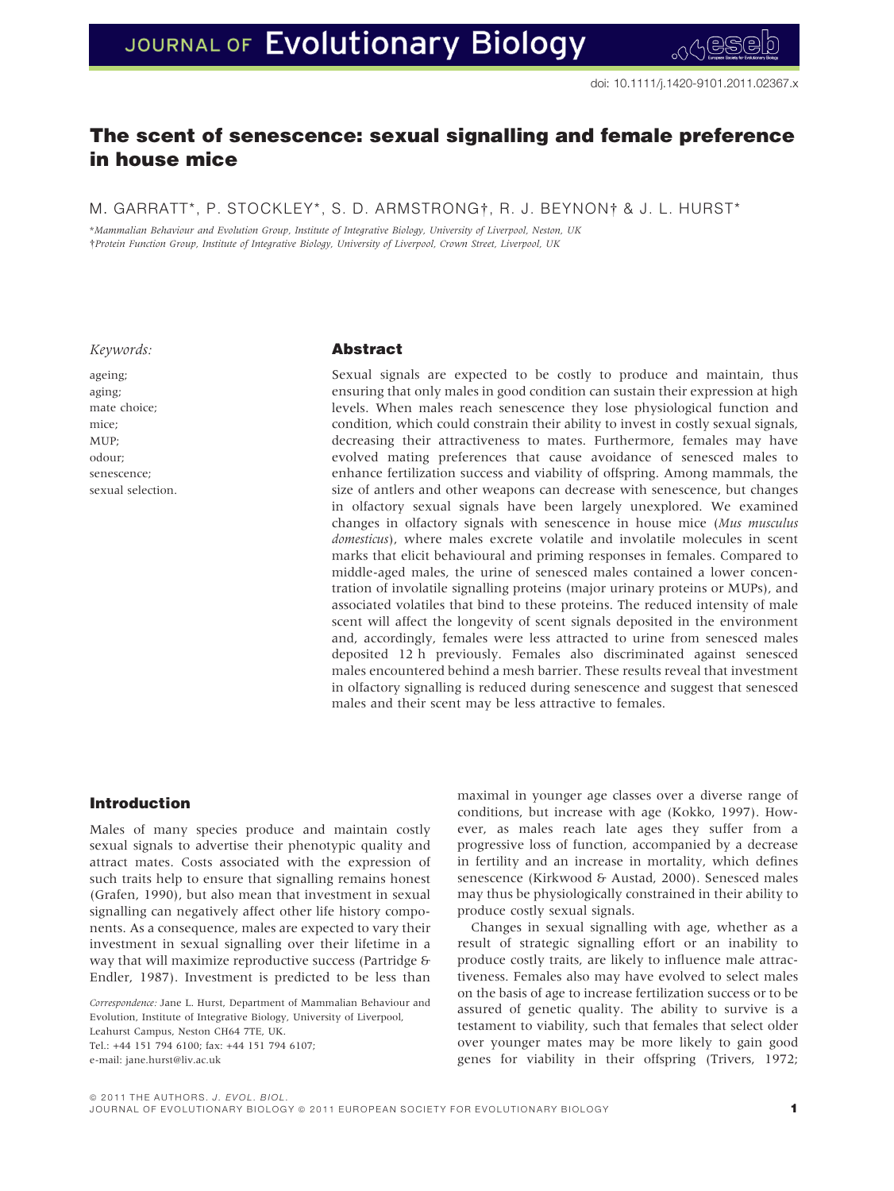doi: 10.1111/j.1420-9101.2011.02367.x

# The scent of senescence: sexual signalling and female preference in house mice

M. GARRATT*, P. STOCKLEY*, S. D. ARMSTRONG†, R. J. BEYNON† & J. L. HURST*

*Mammalian Behaviour and Evolution Group, Institute of Integrative Biology, University of Liverpool, Neston, UK
†Protein Function Group, Institute of Integrative Biology, University of Liverpool, Crown Street, Liverpool, UK

*Keywords:*

ageing;
aging;
mate choice;
mice;
MUP;
odour;
senescence;
sexual selection.

## Abstract

Sexual signals are expected to be costly to produce and maintain, thus ensuring that only males in good condition can sustain their expression at high levels. When males reach senescence they lose physiological function and condition, which could constrain their ability to invest in costly sexual signals, decreasing their attractiveness to mates. Furthermore, females may have evolved mating preferences that cause avoidance of senesced males to enhance fertilization success and viability of offspring. Among mammals, the size of antlers and other weapons can decrease with senescence, but changes in olfactory sexual signals have been largely unexplored. We examined changes in olfactory signals with senescence in house mice (*Mus musculus domesticus*), where males excrete volatile and involatile molecules in scent marks that elicit behavioural and priming responses in females. Compared to middle-aged males, the urine of senesced males contained a lower concentration of involatile signalling proteins (major urinary proteins or MUPs), and associated volatiles that bind to these proteins. The reduced intensity of male scent will affect the longevity of scent signals deposited in the environment and, accordingly, females were less attracted to urine from senesced males deposited 12 h previously. Females also discriminated against senesced males encountered behind a mesh barrier. These results reveal that investment in olfactory signalling is reduced during senescence and suggest that senesced males and their scent may be less attractive to females.

## Introduction

Males of many species produce and maintain costly sexual signals to advertise their phenotypic quality and attract mates. Costs associated with the expression of such traits help to ensure that signalling remains honest (Grafen, 1990), but also mean that investment in sexual signalling can negatively affect other life history components. As a consequence, males are expected to vary their investment in sexual signalling over their lifetime in a way that will maximize reproductive success (Partridge & Endler, 1987). Investment is predicted to be less than maximal in younger age classes over a diverse range of conditions, but increase with age (Kokko, 1997). However, as males reach late ages they suffer from a progressive loss of function, accompanied by a decrease in fertility and an increase in mortality, which defines senescence (Kirkwood & Austad, 2000). Senesced males may thus be physiologically constrained in their ability to produce costly sexual signals.

Changes in sexual signalling with age, whether as a result of strategic signalling effort or an inability to produce costly traits, are likely to influence male attractiveness. Females also may have evolved to select males on the basis of age to increase fertilization success or to be assured of genetic quality. The ability to survive is a testament to viability, such that females that select older over younger mates may be more likely to gain good genes for viability in their offspring (Trivers, 1972;

*Correspondence:* Jane L. Hurst, Department of Mammalian Behaviour and Evolution, Institute of Integrative Biology, University of Liverpool, Leahurst Campus, Neston CH64 7TE, UK.
Tel.: +44 151 794 6100; fax: +44 151 794 6107;
e-mail: jane.hurst@liv.ac.uk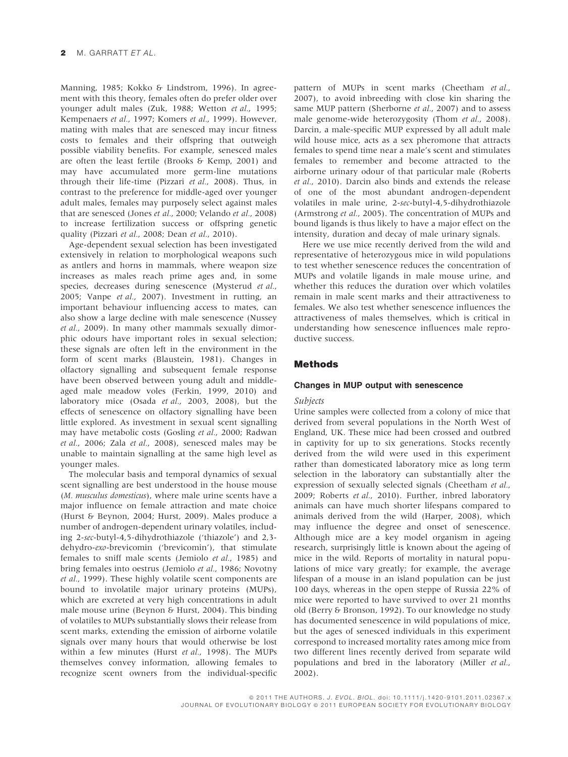Manning, 1985; Kokko & Lindstrom, 1996). In agreement with this theory, females often do prefer older over younger adult males (Zuk, 1988; Wetton *et al.*, 1995; Kempenaers *et al.*, 1997; Komers *et al.*, 1999). However, mating with males that are senesced may incur fitness costs to females and their offspring that outweigh possible viability benefits. For example, senesced males are often the least fertile (Brooks & Kemp, 2001) and may have accumulated more germ-line mutations through their life-time (Pizzari *et al.*, 2008). Thus, in contrast to the preference for middle-aged over younger adult males, females may purposely select against males that are senesced (Jones *et al.*, 2000; Velando *et al.*, 2008) to increase fertilization success or offspring genetic quality (Pizzari *et al.*, 2008; Dean *et al.*, 2010).

Age-dependent sexual selection has been investigated extensively in relation to morphological weapons such as antlers and horns in mammals, where weapon size increases as males reach prime ages and, in some species, decreases during senescence (Mysterud *et al.*, 2005; Vanpe *et al.*, 2007). Investment in rutting, an important behaviour influencing access to mates, can also show a large decline with male senescence (Nussey *et al.*, 2009). In many other mammals sexually dimorphic odours have important roles in sexual selection; these signals are often left in the environment in the form of scent marks (Blaustein, 1981). Changes in olfactory signalling and subsequent female response have been observed between young adult and middle-aged male meadow voles (Ferkin, 1999, 2010) and laboratory mice (Osada *et al.*, 2003, 2008), but the effects of senescence on olfactory signalling have been little explored. As investment in sexual scent signalling may have metabolic costs (Gosling *et al.*, 2000; Radwan *et al.*, 2006; Zala *et al.*, 2008), senesced males may be unable to maintain signalling at the same high level as younger males.

The molecular basis and temporal dynamics of sexual scent signalling are best understood in the house mouse (*M. musculus domesticus*), where male urine scents have a major influence on female attraction and mate choice (Hurst & Beynon, 2004; Hurst, 2009). Males produce a number of androgen-dependent urinary volatiles, including 2-*sec*-butyl-4,5-dihydrothiazole ('thiazole') and 2,3-dehydro-*exo*-brevicomin ('brevicomin'), that stimulate females to sniff male scents (Jemiolo *et al.*, 1985) and bring females into oestrus (Jemiolo *et al.*, 1986; Novotny *et al.*, 1999). These highly volatile scent components are bound to involatile major urinary proteins (MUPs), which are excreted at very high concentrations in adult male mouse urine (Beynon & Hurst, 2004). This binding of volatiles to MUPs substantially slows their release from scent marks, extending the emission of airborne volatile signals over many hours that would otherwise be lost within a few minutes (Hurst *et al.*, 1998). The MUPs themselves convey information, allowing females to recognize scent owners from the individual-specific pattern of MUPs in scent marks (Cheetham *et al.*, 2007), to avoid inbreeding with close kin sharing the same MUP pattern (Sherborne *et al.*, 2007) and to assess male genome-wide heterozygosity (Thom *et al.*, 2008). Darcin, a male-specific MUP expressed by all adult male wild house mice, acts as a sex pheromone that attracts females to spend time near a male's scent and stimulates females to remember and become attracted to the airborne urinary odour of that particular male (Roberts *et al.*, 2010). Darcin also binds and extends the release of one of the most abundant androgen-dependent volatiles in male urine, 2-*sec*-butyl-4,5-dihydrothiazole (Armstrong *et al.*, 2005). The concentration of MUPs and bound ligands is thus likely to have a major effect on the intensity, duration and decay of male urinary signals.

Here we use mice recently derived from the wild and representative of heterozygous mice in wild populations to test whether senescence reduces the concentration of MUPs and volatile ligands in male mouse urine, and whether this reduces the duration over which volatiles remain in male scent marks and their attractiveness to females. We also test whether senescence influences the attractiveness of males themselves, which is critical in understanding how senescence influences male reproductive success.

## Methods

### Changes in MUP output with senescence

#### *Subjects*

Urine samples were collected from a colony of mice that derived from several populations in the North West of England, UK. These mice had been crossed and outbred in captivity for up to six generations. Stocks recently derived from the wild were used in this experiment rather than domesticated laboratory mice as long term selection in the laboratory can substantially alter the expression of sexually selected signals (Cheetham *et al.*, 2009; Roberts *et al.*, 2010). Further, inbred laboratory animals can have much shorter lifespans compared to animals derived from the wild (Harper, 2008), which may influence the degree and onset of senescence. Although mice are a key model organism in ageing research, surprisingly little is known about the ageing of mice in the wild. Reports of mortality in natural populations of mice vary greatly; for example, the average lifespan of a mouse in an island population can be just 100 days, whereas in the open steppe of Russia 22% of mice were reported to have survived to over 21 months old (Berry & Bronson, 1992). To our knowledge no study has documented senescence in wild populations of mice, but the ages of senesced individuals in this experiment correspond to increased mortality rates among mice from two different lines recently derived from separate wild populations and bred in the laboratory (Miller *et al.*, 2002).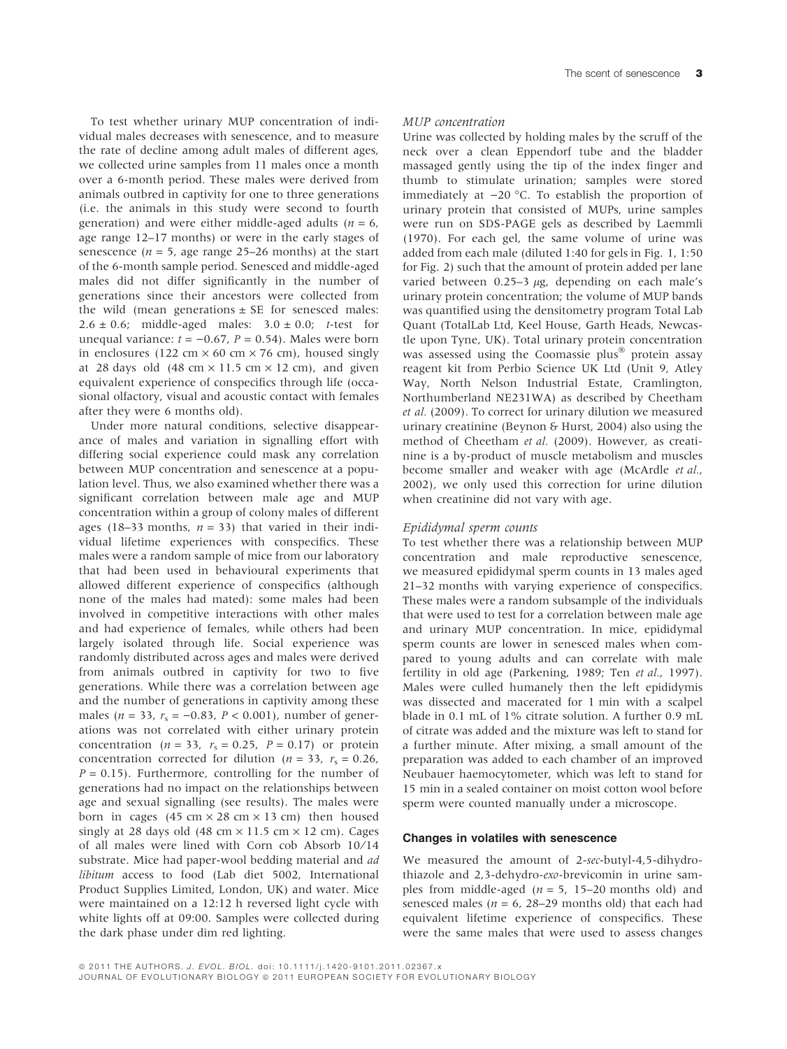To test whether urinary MUP concentration of individual males decreases with senescence, and to measure the rate of decline among adult males of different ages, we collected urine samples from 11 males once a month over a 6-month period. These males were derived from animals outbred in captivity for one to three generations (i.e. the animals in this study were second to fourth generation) and were either middle-aged adults ($n = 6$, age range 12–17 months) or were in the early stages of senescence ($n = 5$, age range 25–26 months) at the start of the 6-month sample period. Senesced and middle-aged males did not differ significantly in the number of generations since their ancestors were collected from the wild (mean generations ± SE for senesced males: $2.6 \pm 0.6$; middle-aged males: $3.0 \pm 0.0$; $t$-test for unequal variance: $t = -0.67$, $P = 0.54$). Males were born in enclosures (122 cm × 60 cm × 76 cm), housed singly at 28 days old (48 cm × 11.5 cm × 12 cm), and given equivalent experience of conspecifics through life (occasional olfactory, visual and acoustic contact with females after they were 6 months old).

Under more natural conditions, selective disappearance of males and variation in signalling effort with differing social experience could mask any correlation between MUP concentration and senescence at a population level. Thus, we also examined whether there was a significant correlation between male age and MUP concentration within a group of colony males of different ages (18–33 months, $n = 33$) that varied in their individual lifetime experiences with conspecifics. These males were a random sample of mice from our laboratory that had been used in behavioural experiments that allowed different experience of conspecifics (although none of the males had mated): some males had been involved in competitive interactions with other males and had experience of females, while others had been largely isolated through life. Social experience was randomly distributed across ages and males were derived from animals outbred in captivity for two to five generations. While there was a correlation between age and the number of generations in captivity among these males ($n = 33$, $r_s = -0.83$, $P < 0.001$), number of generations was not correlated with either urinary protein concentration ($n = 33$, $r_s = 0.25$, $P = 0.17$) or protein concentration corrected for dilution ($n = 33$, $r_s = 0.26$, $P = 0.15$). Furthermore, controlling for the number of generations had no impact on the relationships between age and sexual signalling (see results). The males were born in cages (45 cm × 28 cm × 13 cm) then housed singly at 28 days old (48 cm × 11.5 cm × 12 cm). Cages of all males were lined with Corn cob Absorb 10/14 substrate. Mice had paper-wool bedding material and *ad libitum* access to food (Lab diet 5002, International Product Supplies Limited, London, UK) and water. Mice were maintained on a 12:12 h reversed light cycle with white lights off at 09:00. Samples were collected during the dark phase under dim red lighting.

### *MUP concentration*

Urine was collected by holding males by the scruff of the neck over a clean Eppendorf tube and the bladder massaged gently using the tip of the index finger and thumb to stimulate urination; samples were stored immediately at −20 °C. To establish the proportion of urinary protein that consisted of MUPs, urine samples were run on SDS-PAGE gels as described by Laemmli (1970). For each gel, the same volume of urine was added from each male (diluted 1:40 for gels in Fig. 1, 1:50 for Fig. 2) such that the amount of protein added per lane varied between 0.25–3 μg, depending on each male's urinary protein concentration; the volume of MUP bands was quantified using the densitometry program Total Lab Quant (TotalLab Ltd, Keel House, Garth Heads, Newcastle upon Tyne, UK). Total urinary protein concentration was assessed using the Coomassie plus® protein assay reagent kit from Perbio Science UK Ltd (Unit 9, Atley Way, North Nelson Industrial Estate, Cramlington, Northumberland NE231WA) as described by Cheetham *et al.* (2009). To correct for urinary dilution we measured urinary creatinine (Beynon & Hurst, 2004) also using the method of Cheetham *et al.* (2009). However, as creatinine is a by-product of muscle metabolism and muscles become smaller and weaker with age (McArdle *et al.*, 2002), we only used this correction for urine dilution when creatinine did not vary with age.

### *Epididymal sperm counts*

To test whether there was a relationship between MUP concentration and male reproductive senescence, we measured epididymal sperm counts in 13 males aged 21–32 months with varying experience of conspecifics. These males were a random subsample of the individuals that were used to test for a correlation between male age and urinary MUP concentration. In mice, epididymal sperm counts are lower in senesced males when compared to young adults and can correlate with male fertility in old age (Parkening, 1989; Ten *et al.*, 1997). Males were culled humanely then the left epididymis was dissected and macerated for 1 min with a scalpel blade in 0.1 mL of 1% citrate solution. A further 0.9 mL of citrate was added and the mixture was left to stand for a further minute. After mixing, a small amount of the preparation was added to each chamber of an improved Neubauer haemocytometer, which was left to stand for 15 min in a sealed container on moist cotton wool before sperm were counted manually under a microscope.

## Changes in volatiles with senescence

We measured the amount of 2-*sec*-butyl-4,5-dihydrothiazole and 2,3-dehydro-*exo*-brevicomin in urine samples from middle-aged ($n = 5$, 15–20 months old) and senesced males ($n = 6$, 28–29 months old) that each had equivalent lifetime experience of conspecifics. These were the same males that were used to assess changes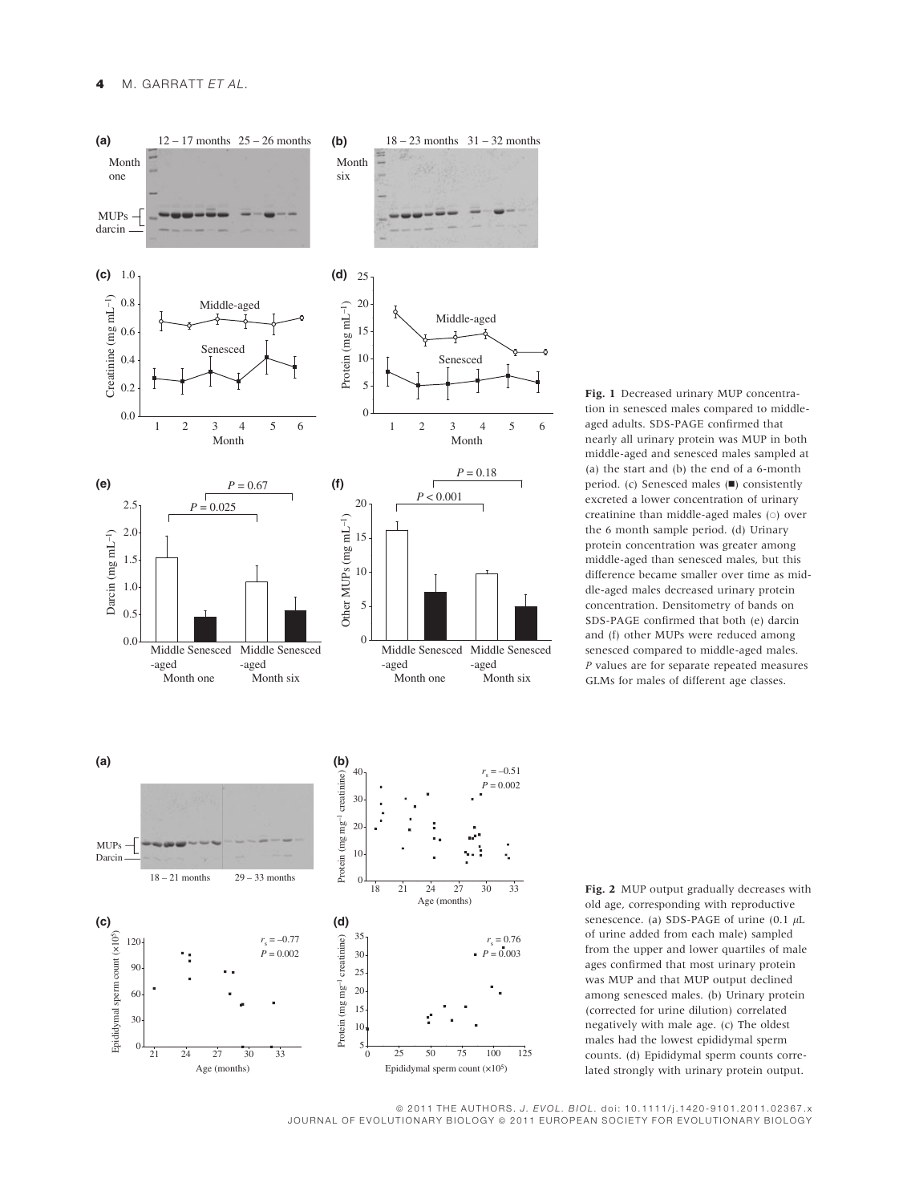**Fig. 1** Decreased urinary MUP concentration in senesced males compared to middle-aged adults. SDS-PAGE confirmed that nearly all urinary protein was MUP in both middle-aged and senesced males sampled at (a) the start and (b) the end of a 6-month period. (c) Senesced males (■) consistently excreted a lower concentration of urinary creatinine than middle-aged males (○) over the 6 month sample period. (d) Urinary protein concentration was greater among middle-aged than senesced males, but this difference became smaller over time as middle-aged males decreased urinary protein concentration. Densitometry of bands on SDS-PAGE confirmed that both (e) darcin and (f) other MUPs were reduced among senesced compared to middle-aged males. *P* values are for separate repeated measures GLMs for males of different age classes.

**Fig. 2** MUP output gradually decreases with old age, corresponding with reproductive senescence. (a) SDS-PAGE of urine (0.1 $\mu$L of urine added from each male) sampled from the upper and lower quartiles of male ages confirmed that most urinary protein was MUP and that MUP output declined among senesced males. (b) Urinary protein (corrected for urine dilution) correlated negatively with male age. (c) The oldest males had the lowest epididymal sperm counts. (d) Epididymal sperm counts correlated strongly with urinary protein output.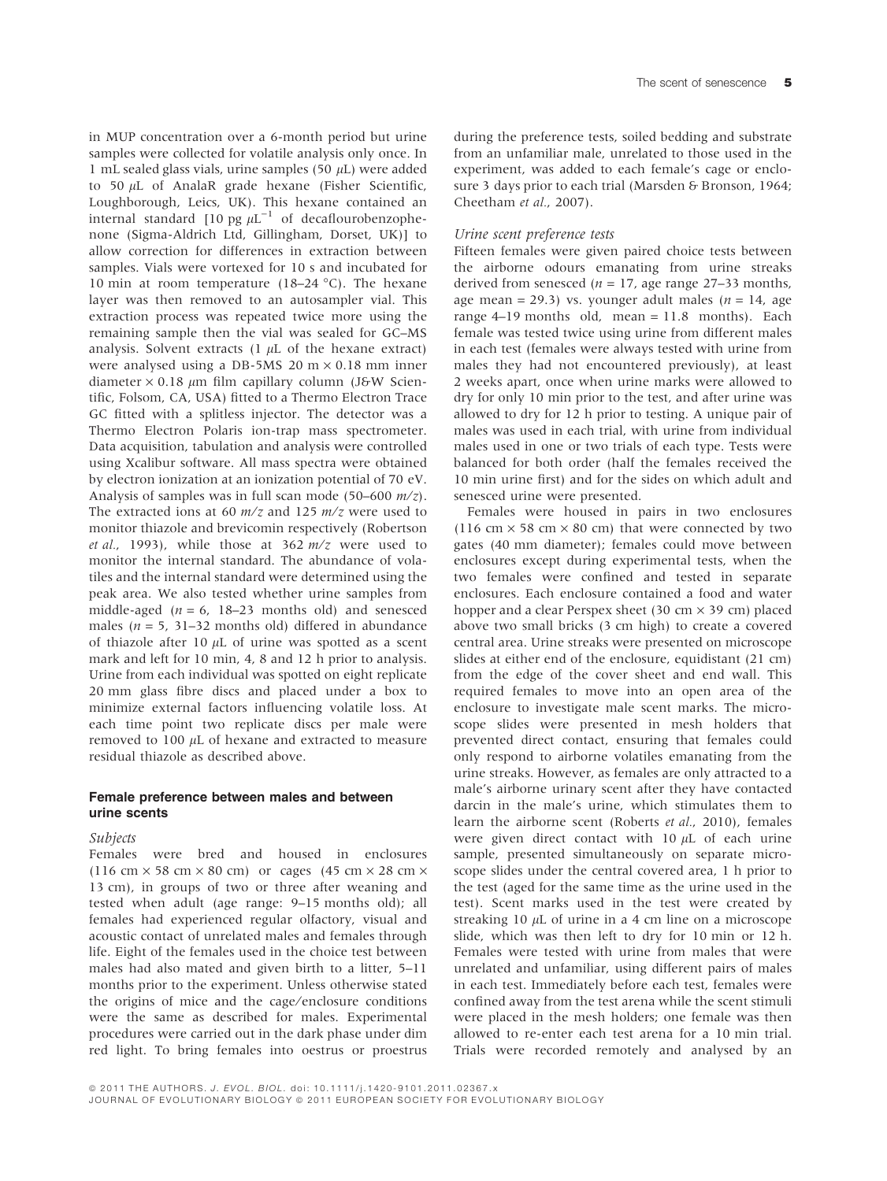in MUP concentration over a 6-month period but urine samples were collected for volatile analysis only once. In 1 mL sealed glass vials, urine samples (50 $\mu$L) were added to 50 $\mu$L of AnalaR grade hexane (Fisher Scientific, Loughborough, Leics, UK). This hexane contained an internal standard [10 pg $\mu$L$^{-1}$ of decaflourobenzophenone (Sigma-Aldrich Ltd, Gillingham, Dorset, UK)] to allow correction for differences in extraction between samples. Vials were vortexed for 10 s and incubated for 10 min at room temperature (18–24 °C). The hexane layer was then removed to an autosampler vial. This extraction process was repeated twice more using the remaining sample then the vial was sealed for GC–MS analysis. Solvent extracts (1 $\mu$L of the hexane extract) were analysed using a DB-5MS 20 m × 0.18 mm inner diameter × 0.18 $\mu$m film capillary column (J&W Scientific, Folsom, CA, USA) fitted to a Thermo Electron Trace GC fitted with a splitless injector. The detector was a Thermo Electron Polaris ion-trap mass spectrometer. Data acquisition, tabulation and analysis were controlled using Xcalibur software. All mass spectra were obtained by electron ionization at an ionization potential of 70 eV. Analysis of samples was in full scan mode (50–600 *m/z*). The extracted ions at 60 *m/z* and 125 *m/z* were used to monitor thiazole and brevicomin respectively (Robertson *et al.*, 1993), while those at 362 *m/z* were used to monitor the internal standard. The abundance of volatiles and the internal standard were determined using the peak area. We also tested whether urine samples from middle-aged ($n = 6$, 18–23 months old) and senesced males ($n = 5$, 31–32 months old) differed in abundance of thiazole after 10 $\mu$L of urine was spotted as a scent mark and left for 10 min, 4, 8 and 12 h prior to analysis. Urine from each individual was spotted on eight replicate 20 mm glass fibre discs and placed under a box to minimize external factors influencing volatile loss. At each time point two replicate discs per male were removed to 100 $\mu$L of hexane and extracted to measure residual thiazole as described above.

### Female preference between males and between urine scents

#### *Subjects*

Females were bred and housed in enclosures (116 cm × 58 cm × 80 cm) or cages (45 cm × 28 cm × 13 cm), in groups of two or three after weaning and tested when adult (age range: 9–15 months old); all females had experienced regular olfactory, visual and acoustic contact of unrelated males and females through life. Eight of the females used in the choice test between males had also mated and given birth to a litter, 5–11 months prior to the experiment. Unless otherwise stated the origins of mice and the cage/enclosure conditions were the same as described for males. Experimental procedures were carried out in the dark phase under dim red light. To bring females into oestrus or proestrus during the preference tests, soiled bedding and substrate from an unfamiliar male, unrelated to those used in the experiment, was added to each female's cage or enclosure 3 days prior to each trial (Marsden & Bronson, 1964; Cheetham *et al.*, 2007).

#### *Urine scent preference tests*

Fifteen females were given paired choice tests between the airborne odours emanating from urine streaks derived from senesced ($n = 17$, age range 27–33 months, age mean = 29.3) vs. younger adult males ($n = 14$, age range 4–19 months old, mean = 11.8 months). Each female was tested twice using urine from different males in each test (females were always tested with urine from males they had not encountered previously), at least 2 weeks apart, once when urine marks were allowed to dry for only 10 min prior to the test, and after urine was allowed to dry for 12 h prior to testing. A unique pair of males was used in each trial, with urine from individual males used in one or two trials of each type. Tests were balanced for both order (half the females received the 10 min urine first) and for the sides on which adult and senesced urine were presented.

Females were housed in pairs in two enclosures (116 cm × 58 cm × 80 cm) that were connected by two gates (40 mm diameter); females could move between enclosures except during experimental tests, when the two females were confined and tested in separate enclosures. Each enclosure contained a food and water hopper and a clear Perspex sheet (30 cm × 39 cm) placed above two small bricks (3 cm high) to create a covered central area. Urine streaks were presented on microscope slides at either end of the enclosure, equidistant (21 cm) from the edge of the cover sheet and end wall. This required females to move into an open area of the enclosure to investigate male scent marks. The microscope slides were presented in mesh holders that prevented direct contact, ensuring that females could only respond to airborne volatiles emanating from the urine streaks. However, as females are only attracted to a male's airborne urinary scent after they have contacted darcin in the male's urine, which stimulates them to learn the airborne scent (Roberts *et al.*, 2010), females were given direct contact with 10 $\mu$L of each urine sample, presented simultaneously on separate microscope slides under the central covered area, 1 h prior to the test (aged for the same time as the urine used in the test). Scent marks used in the test were created by streaking 10 $\mu$L of urine in a 4 cm line on a microscope slide, which was then left to dry for 10 min or 12 h. Females were tested with urine from males that were unrelated and unfamiliar, using different pairs of males in each test. Immediately before each test, females were confined away from the test arena while the scent stimuli were placed in the mesh holders; one female was then allowed to re-enter each test arena for a 10 min trial. Trials were recorded remotely and analysed by an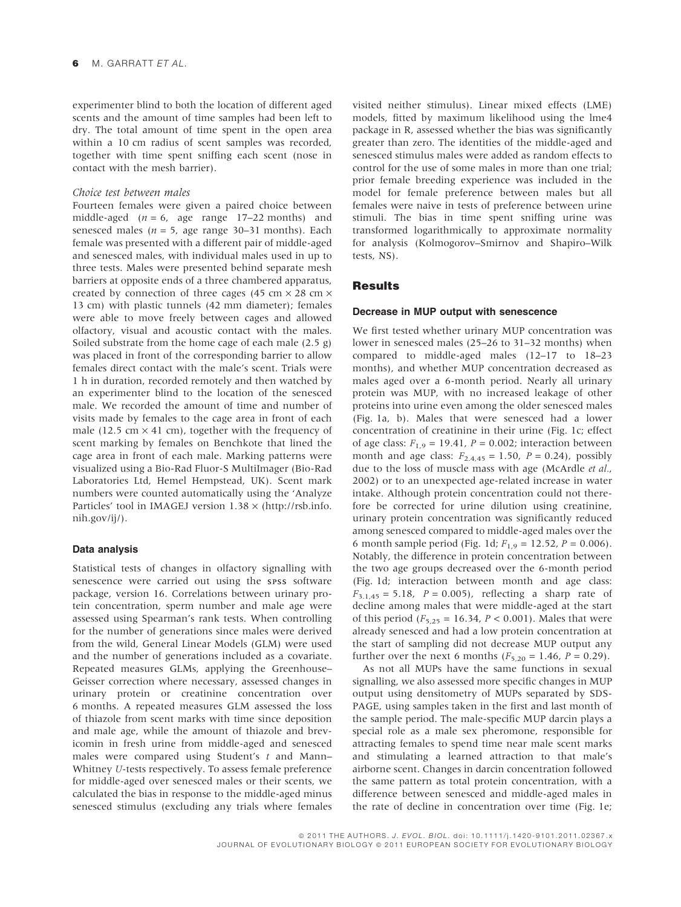experimenter blind to both the location of different aged scents and the amount of time samples had been left to dry. The total amount of time spent in the open area within a 10 cm radius of scent samples was recorded, together with time spent sniffing each scent (nose in contact with the mesh barrier).

#### Choice test between males

Fourteen females were given a paired choice between middle-aged ($n = 6$, age range 17–22 months) and senesced males ($n = 5$, age range 30–31 months). Each female was presented with a different pair of middle-aged and senesced males, with individual males used in up to three tests. Males were presented behind separate mesh barriers at opposite ends of a three chambered apparatus, created by connection of three cages (45 cm × 28 cm × 13 cm) with plastic tunnels (42 mm diameter); females were able to move freely between cages and allowed olfactory, visual and acoustic contact with the males. Soiled substrate from the home cage of each male (2.5 g) was placed in front of the corresponding barrier to allow females direct contact with the male's scent. Trials were 1 h in duration, recorded remotely and then watched by an experimenter blind to the location of the senesced male. We recorded the amount of time and number of visits made by females to the cage area in front of each male (12.5 cm × 41 cm), together with the frequency of scent marking by females on Benchkote that lined the cage area in front of each male. Marking patterns were visualized using a Bio-Rad Fluor-S MultiImager (Bio-Rad Laboratories Ltd, Hemel Hempstead, UK). Scent mark numbers were counted automatically using the 'Analyze Particles' tool in IMAGEJ version 1.38 × (http://rsb.info.nih.gov/ij/).

### Data analysis

Statistical tests of changes in olfactory signalling with senescence were carried out using the SPSS software package, version 16. Correlations between urinary protein concentration, sperm number and male age were assessed using Spearman's rank tests. When controlling for the number of generations since males were derived from the wild, General Linear Models (GLM) were used and the number of generations included as a covariate. Repeated measures GLMs, applying the Greenhouse–Geisser correction where necessary, assessed changes in urinary protein or creatinine concentration over 6 months. A repeated measures GLM assessed the loss of thiazole from scent marks with time since deposition and male age, while the amount of thiazole and brevicomin in fresh urine from middle-aged and senesced males were compared using Student's $t$ and Mann–Whitney $U$-tests respectively. To assess female preference for middle-aged over senesced males or their scents, we calculated the bias in response to the middle-aged minus senesced stimulus (excluding any trials where females visited neither stimulus). Linear mixed effects (LME) models, fitted by maximum likelihood using the lme4 package in R, assessed whether the bias was significantly greater than zero. The identities of the middle-aged and senesced stimulus males were added as random effects to control for the use of some males in more than one trial; prior female breeding experience was included in the model for female preference between males but all females were naive in tests of preference between urine stimuli. The bias in time spent sniffing urine was transformed logarithmically to approximate normality for analysis (Kolmogorov–Smirnov and Shapiro–Wilk tests, NS).

## Results

### Decrease in MUP output with senescence

We first tested whether urinary MUP concentration was lower in senesced males (25–26 to 31–32 months) when compared to middle-aged males (12–17 to 18–23 months), and whether MUP concentration decreased as males aged over a 6-month period. Nearly all urinary protein was MUP, with no increased leakage of other proteins into urine even among the older senesced males (Fig. 1a, b). Males that were senesced had a lower concentration of creatinine in their urine (Fig. 1c; effect of age class: $F_{1,9} = 19.41$, $P = 0.002$; interaction between month and age class: $F_{2.4,45} = 1.50$, $P = 0.24$), possibly due to the loss of muscle mass with age (McArdle *et al.*, 2002) or to an unexpected age-related increase in water intake. Although protein concentration could not therefore be corrected for urine dilution using creatinine, urinary protein concentration was significantly reduced among senesced compared to middle-aged males over the 6 month sample period (Fig. 1d; $F_{1,9} = 12.52$, $P = 0.006$). Notably, the difference in protein concentration between the two age groups decreased over the 6-month period (Fig. 1d; interaction between month and age class: $F_{3.1,45} = 5.18$, $P = 0.005$), reflecting a sharp rate of decline among males that were middle-aged at the start of this period ($F_{5,25} = 16.34$, $P < 0.001$). Males that were already senesced and had a low protein concentration at the start of sampling did not decrease MUP output any further over the next 6 months ($F_{5,20} = 1.46$, $P = 0.29$).

As not all MUPs have the same functions in sexual signalling, we also assessed more specific changes in MUP output using densitometry of MUPs separated by SDS-PAGE, using samples taken in the first and last month of the sample period. The male-specific MUP darcin plays a special role as a male sex pheromone, responsible for attracting females to spend time near male scent marks and stimulating a learned attraction to that male's airborne scent. Changes in darcin concentration followed the same pattern as total protein concentration, with a difference between senesced and middle-aged males in the rate of decline in concentration over time (Fig. 1e;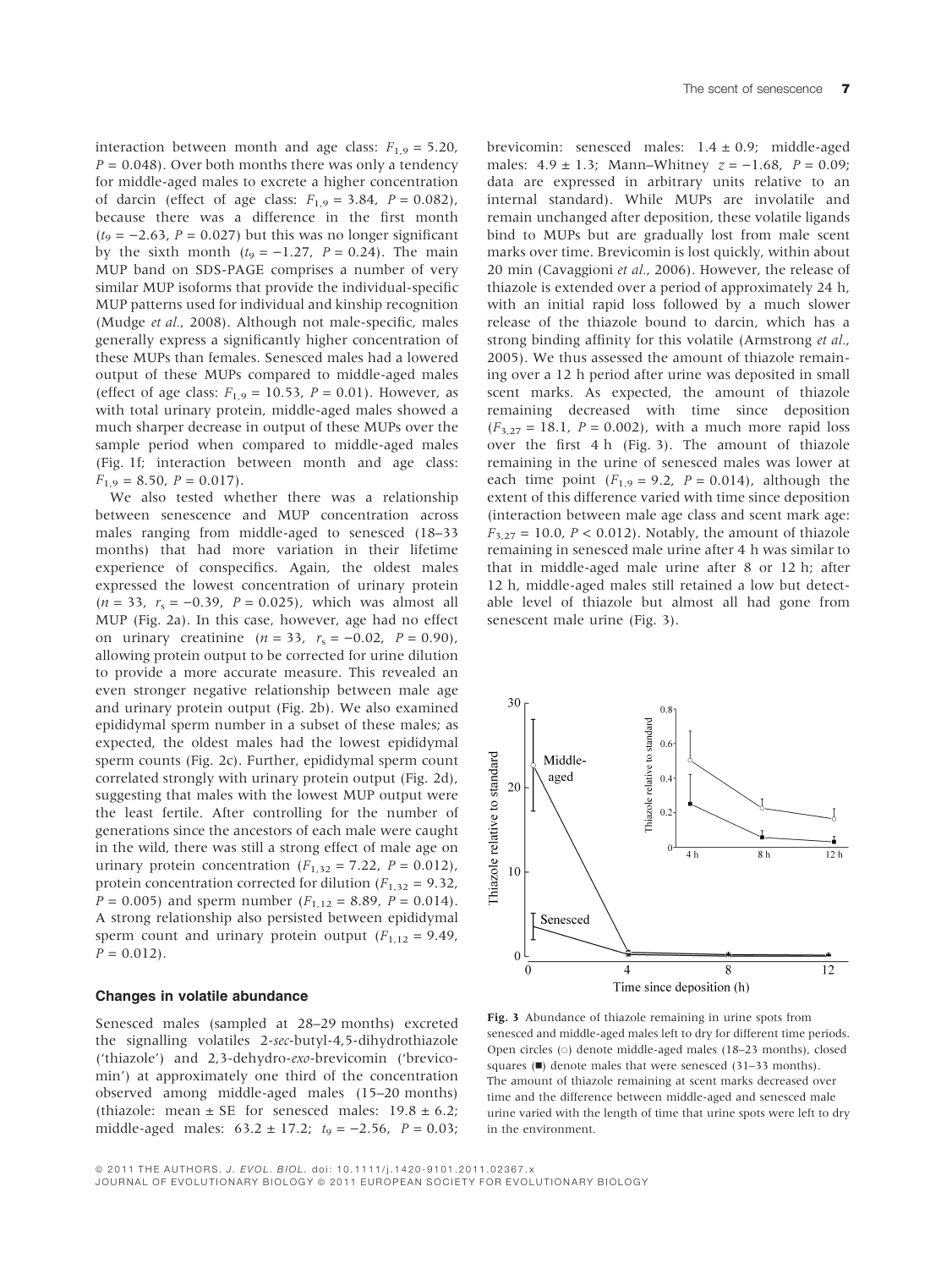interaction between month and age class: $F_{1,9} = 5.20$, $P = 0.048$). Over both months there was only a tendency for middle-aged males to excrete a higher concentration of darcin (effect of age class: $F_{1,9} = 3.84$, $P = 0.082$), because there was a difference in the first month ($t_9 = -2.63$, $P = 0.027$) but this was no longer significant by the sixth month ($t_9 = -1.27$, $P = 0.24$). The main MUP band on SDS-PAGE comprises a number of very similar MUP isoforms that provide the individual-specific MUP patterns used for individual and kinship recognition (Mudge *et al.*, 2008). Although not male-specific, males generally express a significantly higher concentration of these MUPs than females. Senesced males had a lowered output of these MUPs compared to middle-aged males (effect of age class: $F_{1,9} = 10.53$, $P = 0.01$). However, as with total urinary protein, middle-aged males showed a much sharper decrease in output of these MUPs over the sample period when compared to middle-aged males (Fig. 1f; interaction between month and age class: $F_{1,9} = 8.50$, $P = 0.017$).

We also tested whether there was a relationship between senescence and MUP concentration across males ranging from middle-aged to senesced (18–33 months) that had more variation in their lifetime experience of conspecifics. Again, the oldest males expressed the lowest concentration of urinary protein ($n = 33$, $r_s = -0.39$, $P = 0.025$), which was almost all MUP (Fig. 2a). In this case, however, age had no effect on urinary creatinine ($n = 33$, $r_s = -0.02$, $P = 0.90$), allowing protein output to be corrected for urine dilution to provide a more accurate measure. This revealed an even stronger negative relationship between male age and urinary protein output (Fig. 2b). We also examined epididymal sperm number in a subset of these males; as expected, the oldest males had the lowest epididymal sperm counts (Fig. 2c). Further, epididymal sperm count correlated strongly with urinary protein output (Fig. 2d), suggesting that males with the lowest MUP output were the least fertile. After controlling for the number of generations since the ancestors of each male were caught in the wild, there was still a strong effect of male age on urinary protein concentration ($F_{1,32} = 7.22$, $P = 0.012$), protein concentration corrected for dilution ($F_{1,32} = 9.32$, $P = 0.005$) and sperm number ($F_{1,12} = 8.89$, $P = 0.014$). A strong relationship also persisted between epididymal sperm count and urinary protein output ($F_{1,12} = 9.49$, $P = 0.012$).

### Changes in volatile abundance

Senesced males (sampled at 28–29 months) excreted the signalling volatiles 2-*sec*-butyl-4,5-dihydrothiazole ('thiazole') and 2,3-dehydro-*exo*-brevicomin ('brevicomin') at approximately one third of the concentration observed among middle-aged males (15–20 months) (thiazole: mean ± SE for senesced males: 19.8 ± 6.2; middle-aged males: 63.2 ± 17.2; $t_9 = -2.56$, $P = 0.03$; brevicomin: senesced males: 1.4 ± 0.9; middle-aged males: 4.9 ± 1.3; Mann–Whitney $z = -1.68$, $P = 0.09$; data are expressed in arbitrary units relative to an internal standard). While MUPs are involatile and remain unchanged after deposition, these volatile ligands bind to MUPs but are gradually lost from male scent marks over time. Brevicomin is lost quickly, within about 20 min (Cavaggioni *et al.*, 2006). However, the release of thiazole is extended over a period of approximately 24 h, with an initial rapid loss followed by a much slower release of the thiazole bound to darcin, which has a strong binding affinity for this volatile (Armstrong *et al.*, 2005). We thus assessed the amount of thiazole remaining over a 12 h period after urine was deposited in small scent marks. As expected, the amount of thiazole remaining decreased with time since deposition ($F_{3,27} = 18.1$, $P = 0.002$), with a much more rapid loss over the first 4 h (Fig. 3). The amount of thiazole remaining in the urine of senesced males was lower at each time point ($F_{1,9} = 9.2$, $P = 0.014$), although the extent of this difference varied with time since deposition (interaction between male age class and scent mark age: $F_{3,27} = 10.0$, $P < 0.012$). Notably, the amount of thiazole remaining in senesced male urine after 4 h was similar to that in middle-aged male urine after 8 or 12 h; after 12 h, middle-aged males still retained a low but detectable level of thiazole but almost all had gone from senescent male urine (Fig. 3).

**Fig. 3** Abundance of thiazole remaining in urine spots from senesced and middle-aged males left to dry for different time periods. Open circles (○) denote middle-aged males (18–23 months), closed squares (■) denote males that were senesced (31–33 months). The amount of thiazole remaining at scent marks decreased over time and the difference between middle-aged and senesced male urine varied with the length of time that urine spots were left to dry in the environment.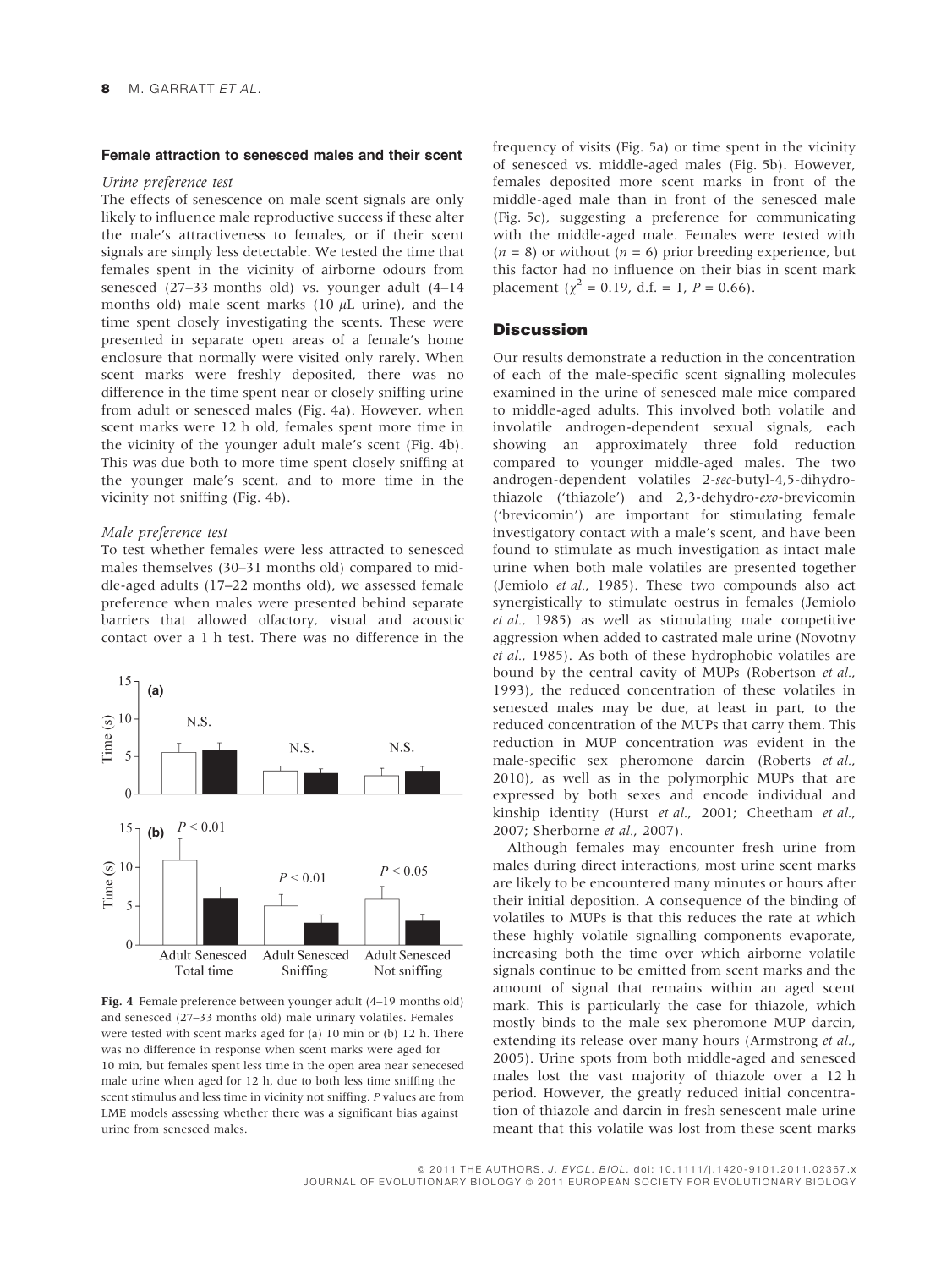### Female attraction to senesced males and their scent

#### Urine preference test

The effects of senescence on male scent signals are only likely to influence male reproductive success if these alter the male's attractiveness to females, or if their scent signals are simply less detectable. We tested the time that females spent in the vicinity of airborne odours from senesced (27–33 months old) vs. younger adult (4–14 months old) male scent marks (10 $\mu$L urine), and the time spent closely investigating the scents. These were presented in separate open areas of a female's home enclosure that normally were visited only rarely. When scent marks were freshly deposited, there was no difference in the time spent near or closely sniffing urine from adult or senesced males (Fig. 4a). However, when scent marks were 12 h old, females spent more time in the vicinity of the younger adult male's scent (Fig. 4b). This was due both to more time spent closely sniffing at the younger male's scent, and to more time in the vicinity not sniffing (Fig. 4b).

#### Male preference test

To test whether females were less attracted to senesced males themselves (30–31 months old) compared to middle-aged adults (17–22 months old), we assessed female preference when males were presented behind separate barriers that allowed olfactory, visual and acoustic contact over a 1 h test. There was no difference in the frequency of visits (Fig. 5a) or time spent in the vicinity of senesced vs. middle-aged males (Fig. 5b). However, females deposited more scent marks in front of the middle-aged male than in front of the senesced male (Fig. 5c), suggesting a preference for communicating with the middle-aged male. Females were tested with ($n = 8$) or without ($n = 6$) prior breeding experience, but this factor had no influence on their bias in scent mark placement ($\chi^2 = 0.19$, d.f. = 1, $P = 0.66$).

**Fig. 4** Female preference between younger adult (4–19 months old) and senesced (27–33 months old) male urinary volatiles. Females were tested with scent marks aged for (a) 10 min or (b) 12 h. There was no difference in response when scent marks were aged for 10 min, but females spent less time in the open area near senecesed male urine when aged for 12 h, due to both less time sniffing the scent stimulus and less time in vicinity not sniffing. *P* values are from LME models assessing whether there was a significant bias against urine from senesced males.

## Discussion

Our results demonstrate a reduction in the concentration of each of the male-specific scent signalling molecules examined in the urine of senesced male mice compared to middle-aged adults. This involved both volatile and involatile androgen-dependent sexual signals, each showing an approximately three fold reduction compared to younger middle-aged males. The two androgen-dependent volatiles 2-*sec*-butyl-4,5-dihydrothiazole ('thiazole') and 2,3-dehydro-*exo*-brevicomin ('brevicomin') are important for stimulating female investigatory contact with a male's scent, and have been found to stimulate as much investigation as intact male urine when both male volatiles are presented together (Jemiolo *et al.*, 1985). These two compounds also act synergistically to stimulate oestrus in females (Jemiolo *et al.*, 1985) as well as stimulating male competitive aggression when added to castrated male urine (Novotny *et al.*, 1985). As both of these hydrophobic volatiles are bound by the central cavity of MUPs (Robertson *et al.*, 1993), the reduced concentration of these volatiles in senesced males may be due, at least in part, to the reduced concentration of the MUPs that carry them. This reduction in MUP concentration was evident in the male-specific sex pheromone darcin (Roberts *et al.*, 2010), as well as in the polymorphic MUPs that are expressed by both sexes and encode individual and kinship identity (Hurst *et al.*, 2001; Cheetham *et al.*, 2007; Sherborne *et al.*, 2007).

Although females may encounter fresh urine from males during direct interactions, most urine scent marks are likely to be encountered many minutes or hours after their initial deposition. A consequence of the binding of volatiles to MUPs is that this reduces the rate at which these highly volatile signalling components evaporate, increasing both the time over which airborne volatile signals continue to be emitted from scent marks and the amount of signal that remains within an aged scent mark. This is particularly the case for thiazole, which mostly binds to the male sex pheromone MUP darcin, extending its release over many hours (Armstrong *et al.*, 2005). Urine spots from both middle-aged and senesced males lost the vast majority of thiazole over a 12 h period. However, the greatly reduced initial concentration of thiazole and darcin in fresh senescent male urine meant that this volatile was lost from these scent marks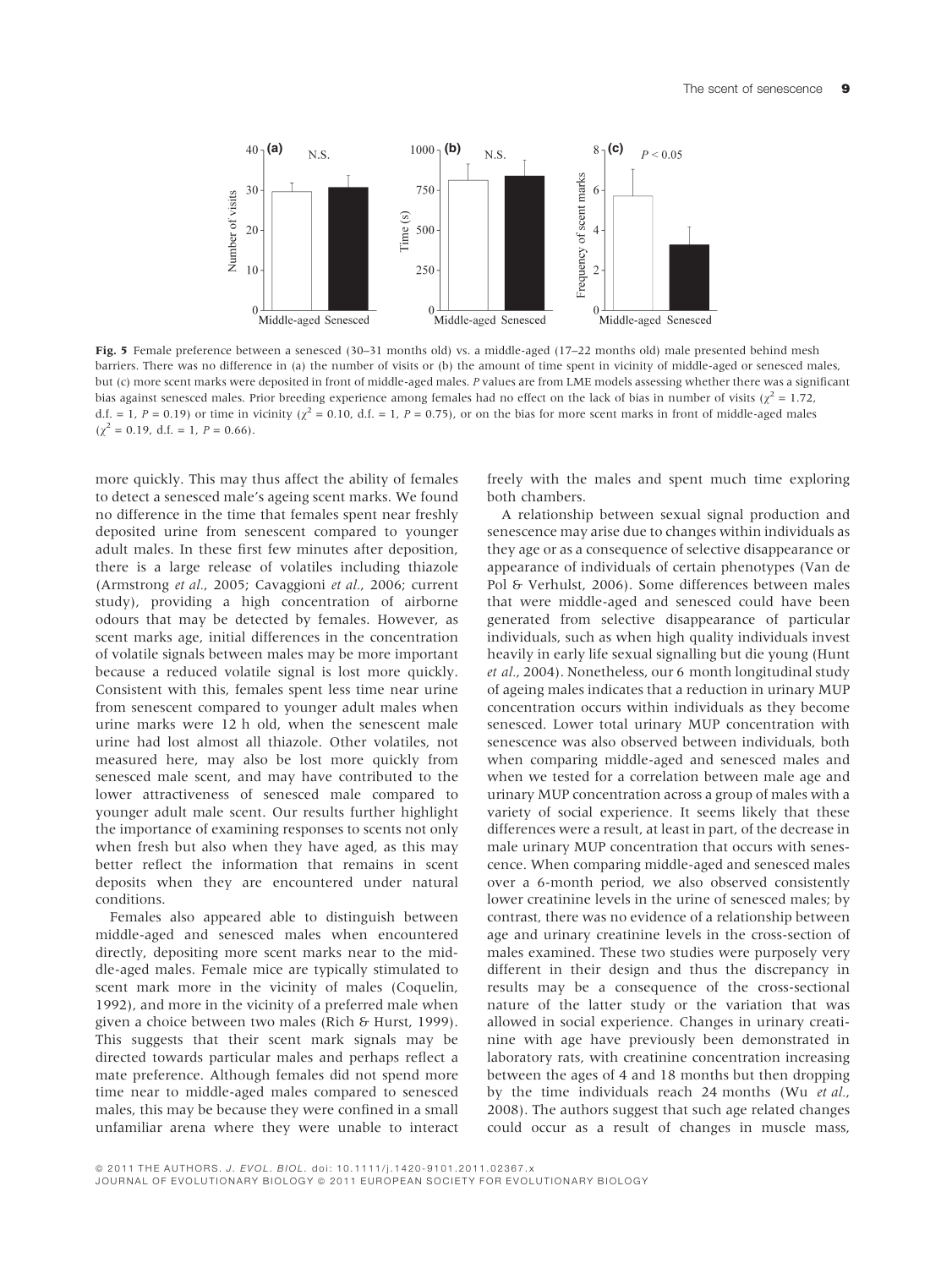Fig. 5 Female preference between a senesced (30–31 months old) vs. a middle-aged (17–22 months old) male presented behind mesh barriers. There was no difference in (a) the number of visits or (b) the amount of time spent in vicinity of middle-aged or senesced males, but (c) more scent marks were deposited in front of middle-aged males. *P* values are from LME models assessing whether there was a significant bias against senesced males. Prior breeding experience among females had no effect on the lack of bias in number of visits ($\chi^2 = 1.72$, d.f. = 1, $P = 0.19$) or time in vicinity ($\chi^2 = 0.10$, d.f. = 1, $P = 0.75$), or on the bias for more scent marks in front of middle-aged males ($\chi^2 = 0.19$, d.f. = 1, $P = 0.66$).

more quickly. This may thus affect the ability of females to detect a senesced male's ageing scent marks. We found no difference in the time that females spent near freshly deposited urine from senescent compared to younger adult males. In these first few minutes after deposition, there is a large release of volatiles including thiazole (Armstrong *et al.*, 2005; Cavaggioni *et al.*, 2006; current study), providing a high concentration of airborne odours that may be detected by females. However, as scent marks age, initial differences in the concentration of volatile signals between males may be more important because a reduced volatile signal is lost more quickly. Consistent with this, females spent less time near urine from senescent compared to younger adult males when urine marks were 12 h old, when the senescent male urine had lost almost all thiazole. Other volatiles, not measured here, may also be lost more quickly from senesced male scent, and may have contributed to the lower attractiveness of senesced male compared to younger adult male scent. Our results further highlight the importance of examining responses to scents not only when fresh but also when they have aged, as this may better reflect the information that remains in scent deposits when they are encountered under natural conditions.

Females also appeared able to distinguish between middle-aged and senesced males when encountered directly, depositing more scent marks near to the middle-aged males. Female mice are typically stimulated to scent mark more in the vicinity of males (Coquelin, 1992), and more in the vicinity of a preferred male when given a choice between two males (Rich & Hurst, 1999). This suggests that their scent mark signals may be directed towards particular males and perhaps reflect a mate preference. Although females did not spend more time near to middle-aged males compared to senesced males, this may be because they were confined in a small unfamiliar arena where they were unable to interact freely with the males and spent much time exploring both chambers.

A relationship between sexual signal production and senescence may arise due to changes within individuals as they age or as a consequence of selective disappearance or appearance of individuals of certain phenotypes (Van de Pol & Verhulst, 2006). Some differences between males that were middle-aged and senesced could have been generated from selective disappearance of particular individuals, such as when high quality individuals invest heavily in early life sexual signalling but die young (Hunt *et al.*, 2004). Nonetheless, our 6 month longitudinal study of ageing males indicates that a reduction in urinary MUP concentration occurs within individuals as they become senesced. Lower total urinary MUP concentration with senescence was also observed between individuals, both when comparing middle-aged and senesced males and when we tested for a correlation between male age and urinary MUP concentration across a group of males with a variety of social experience. It seems likely that these differences were a result, at least in part, of the decrease in male urinary MUP concentration that occurs with senescence. When comparing middle-aged and senesced males over a 6-month period, we also observed consistently lower creatinine levels in the urine of senesced males; by contrast, there was no evidence of a relationship between age and urinary creatinine levels in the cross-section of males examined. These two studies were purposely very different in their design and thus the discrepancy in results may be a consequence of the cross-sectional nature of the latter study or the variation that was allowed in social experience. Changes in urinary creatinine with age have previously been demonstrated in laboratory rats, with creatinine concentration increasing between the ages of 4 and 18 months but then dropping by the time individuals reach 24 months (Wu *et al.*, 2008). The authors suggest that such age related changes could occur as a result of changes in muscle mass,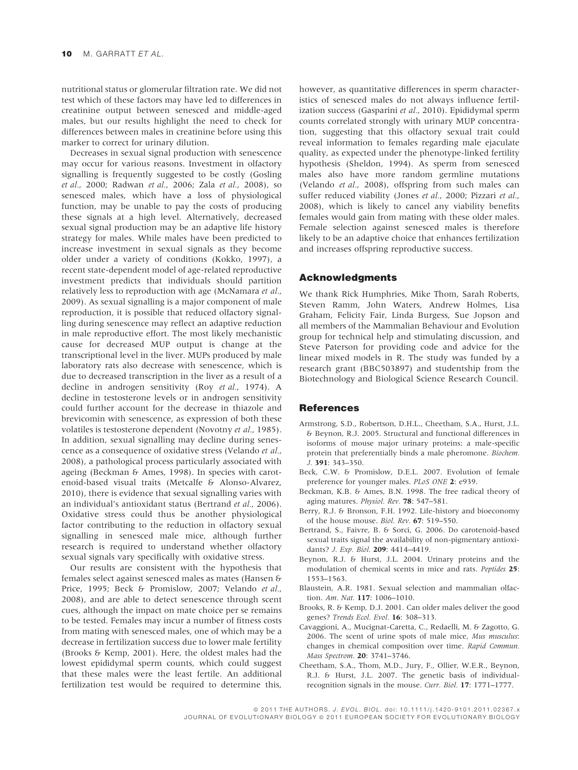nutritional status or glomerular filtration rate. We did not test which of these factors may have led to differences in creatinine output between senesced and middle-aged males, but our results highlight the need to check for differences between males in creatinine before using this marker to correct for urinary dilution.

Decreases in sexual signal production with senescence may occur for various reasons. Investment in olfactory signalling is frequently suggested to be costly (Gosling *et al.*, 2000; Radwan *et al.*, 2006; Zala *et al.*, 2008), so senesced males, which have a loss of physiological function, may be unable to pay the costs of producing these signals at a high level. Alternatively, decreased sexual signal production may be an adaptive life history strategy for males. While males have been predicted to increase investment in sexual signals as they become older under a variety of conditions (Kokko, 1997), a recent state-dependent model of age-related reproductive investment predicts that individuals should partition relatively less to reproduction with age (McNamara *et al.*, 2009). As sexual signalling is a major component of male reproduction, it is possible that reduced olfactory signalling during senescence may reflect an adaptive reduction in male reproductive effort. The most likely mechanistic cause for decreased MUP output is change at the transcriptional level in the liver. MUPs produced by male laboratory rats also decrease with senescence, which is due to decreased transcription in the liver as a result of a decline in androgen sensitivity (Roy *et al.*, 1974). A decline in testosterone levels or in androgen sensitivity could further account for the decrease in thiazole and brevicomin with senescence, as expression of both these volatiles is testosterone dependent (Novotny *et al.*, 1985). In addition, sexual signalling may decline during senescence as a consequence of oxidative stress (Velando *et al.*, 2008), a pathological process particularly associated with ageing (Beckman & Ames, 1998). In species with carotenoid-based visual traits (Metcalfe & Alonso-Alvarez, 2010), there is evidence that sexual signalling varies with an individual's antioxidant status (Bertrand *et al.*, 2006). Oxidative stress could thus be another physiological factor contributing to the reduction in olfactory sexual signalling in senesced male mice, although further research is required to understand whether olfactory sexual signals vary specifically with oxidative stress.

Our results are consistent with the hypothesis that females select against senesced males as mates (Hansen & Price, 1995; Beck & Promislow, 2007; Velando *et al.*, 2008), and are able to detect senescence through scent cues, although the impact on mate choice per se remains to be tested. Females may incur a number of fitness costs from mating with senesced males, one of which may be a decrease in fertilization success due to lower male fertility (Brooks & Kemp, 2001). Here, the oldest males had the lowest epididymal sperm counts, which could suggest that these males were the least fertile. An additional fertilization test would be required to determine this, however, as quantitative differences in sperm characteristics of senesced males do not always influence fertilization success (Gasparini *et al.*, 2010). Epididymal sperm counts correlated strongly with urinary MUP concentration, suggesting that this olfactory sexual trait could reveal information to females regarding male ejaculate quality, as expected under the phenotype-linked fertility hypothesis (Sheldon, 1994). As sperm from senesced males also have more random germline mutations (Velando *et al.*, 2008), offspring from such males can suffer reduced viability (Jones *et al.*, 2000; Pizzari *et al.*, 2008), which is likely to cancel any viability benefits females would gain from mating with these older males. Female selection against senesced males is therefore likely to be an adaptive choice that enhances fertilization and increases offspring reproductive success.

## Acknowledgments

We thank Rick Humphries, Mike Thom, Sarah Roberts, Steven Ramm, John Waters, Andrew Holmes, Lisa Graham, Felicity Fair, Linda Burgess, Sue Jopson and all members of the Mammalian Behaviour and Evolution group for technical help and stimulating discussion, and Steve Paterson for providing code and advice for the linear mixed models in R. The study was funded by a research grant (BBC503897) and studentship from the Biotechnology and Biological Science Research Council.

## References

Armstrong, S.D., Robertson, D.H.L., Cheetham, S.A., Hurst, J.L. & Beynon, R.J. 2005. Structural and functional differences in isoforms of mouse major urinary proteins: a male-specific protein that preferentially binds a male pheromone. *Biochem. J.* **391**: 343–350.

Beck, C.W. & Promislow, D.E.L. 2007. Evolution of female preference for younger males. *PLoS ONE* **2**: e939.

Beckman, K.B. & Ames, B.N. 1998. The free radical theory of aging matures. *Physiol. Rev.* **78**: 547–581.

Berry, R.J. & Bronson, F.H. 1992. Life-history and bioeconomy of the house mouse. *Biol. Rev.* **67**: 519–550.

Bertrand, S., Faivre, B. & Sorci, G. 2006. Do carotenoid-based sexual traits signal the availability of non-pigmentary antioxidants? *J. Exp. Biol.* **209**: 4414–4419.

Beynon, R.J. & Hurst, J.L. 2004. Urinary proteins and the modulation of chemical scents in mice and rats. *Peptides* **25**: 1553–1563.

Blaustein, A.R. 1981. Sexual selection and mammalian olfaction. *Am. Nat.* **117**: 1006–1010.

Brooks, R. & Kemp, D.J. 2001. Can older males deliver the good genes? *Trends Ecol. Evol.* **16**: 308–313.

Cavaggioni, A., Mucignat-Caretta, C., Redaelli, M. & Zagotto, G. 2006. The scent of urine spots of male mice, *Mus musculus*: changes in chemical composition over time. *Rapid Commun. Mass Spectrom.* **20**: 3741–3746.

Cheetham, S.A., Thom, M.D., Jury, F., Ollier, W.E.R., Beynon, R.J. & Hurst, J.L. 2007. The genetic basis of individual-recognition signals in the mouse. *Curr. Biol.* **17**: 1771–1777.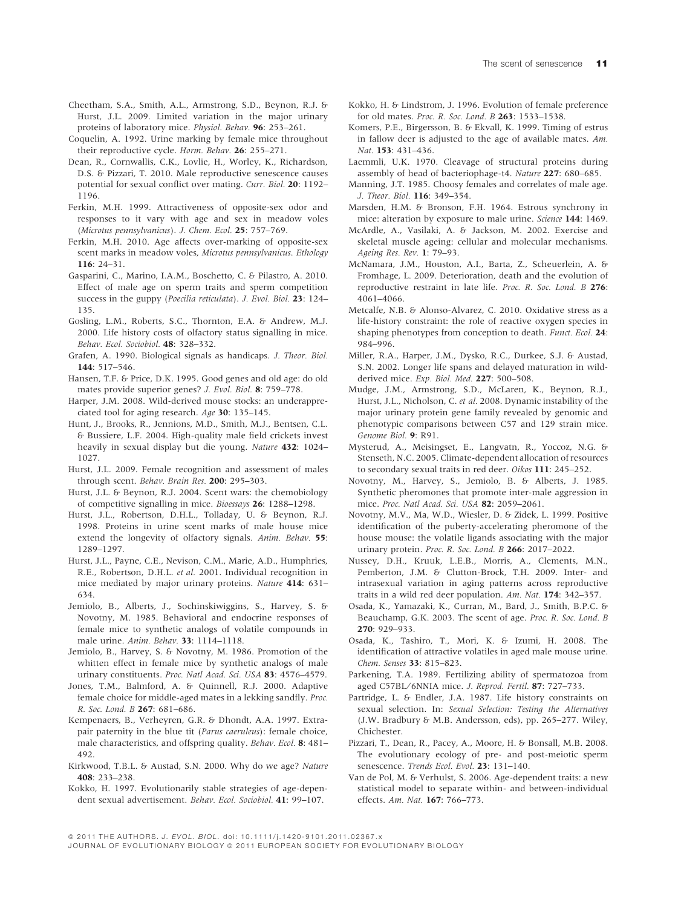Cheetham, S.A., Smith, A.L., Armstrong, S.D., Beynon, R.J. & Hurst, J.L. 2009. Limited variation in the major urinary proteins of laboratory mice. *Physiol. Behav.* **96**: 253–261.

Coquelin, A. 1992. Urine marking by female mice throughout their reproductive cycle. *Horm. Behav.* **26**: 255–271.

Dean, R., Cornwallis, C.K., Lovlie, H., Worley, K., Richardson, D.S. & Pizzari, T. 2010. Male reproductive senescence causes potential for sexual conflict over mating. *Curr. Biol.* **20**: 1192–1196.

Ferkin, M.H. 1999. Attractiveness of opposite-sex odor and responses to it vary with age and sex in meadow voles (*Microtus pennsylvanicus*). *J. Chem. Ecol.* **25**: 757–769.

Ferkin, M.H. 2010. Age affects over-marking of opposite-sex scent marks in meadow voles, *Microtus pennsylvanicus*. *Ethology* **116**: 24–31.

Gasparini, C., Marino, I.A.M., Boschetto, C. & Pilastro, A. 2010. Effect of male age on sperm traits and sperm competition success in the guppy (*Poecilia reticulata*). *J. Evol. Biol.* **23**: 124–135.

Gosling, L.M., Roberts, S.C., Thornton, E.A. & Andrew, M.J. 2000. Life history costs of olfactory status signalling in mice. *Behav. Ecol. Sociobiol.* **48**: 328–332.

Grafen, A. 1990. Biological signals as handicaps. *J. Theor. Biol.* **144**: 517–546.

Hansen, T.F. & Price, D.K. 1995. Good genes and old age: do old mates provide superior genes? *J. Evol. Biol.* **8**: 759–778.

Harper, J.M. 2008. Wild-derived mouse stocks: an underappreciated tool for aging research. *Age* **30**: 135–145.

Hunt, J., Brooks, R., Jennions, M.D., Smith, M.J., Bentsen, C.L. & Bussiere, L.F. 2004. High-quality male field crickets invest heavily in sexual display but die young. *Nature* **432**: 1024–1027.

Hurst, J.L. 2009. Female recognition and assessment of males through scent. *Behav. Brain Res.* **200**: 295–303.

Hurst, J.L. & Beynon, R.J. 2004. Scent wars: the chemobiology of competitive signalling in mice. *Bioessays* **26**: 1288–1298.

Hurst, J.L., Robertson, D.H.L., Tolladay, U. & Beynon, R.J. 1998. Proteins in urine scent marks of male house mice extend the longevity of olfactory signals. *Anim. Behav.* **55**: 1289–1297.

Hurst, J.L., Payne, C.E., Nevison, C.M., Marie, A.D., Humphries, R.E., Robertson, D.H.L. *et al.* 2001. Individual recognition in mice mediated by major urinary proteins. *Nature* **414**: 631–634.

Jemiolo, B., Alberts, J., Sochinskiwiggins, S., Harvey, S. & Novotny, M. 1985. Behavioral and endocrine responses of female mice to synthetic analogs of volatile compounds in male urine. *Anim. Behav.* **33**: 1114–1118.

Jemiolo, B., Harvey, S. & Novotny, M. 1986. Promotion of the whitten effect in female mice by synthetic analogs of male urinary constituents. *Proc. Natl Acad. Sci. USA* **83**: 4576–4579.

Jones, T.M., Balmford, A. & Quinnell, R.J. 2000. Adaptive female choice for middle-aged mates in a lekking sandfly. *Proc. R. Soc. Lond. B* **267**: 681–686.

Kempenaers, B., Verheyren, G.R. & Dhondt, A.A. 1997. Extra-pair paternity in the blue tit (*Parus caeruleus*): female choice, male characteristics, and offspring quality. *Behav. Ecol.* **8**: 481–492.

Kirkwood, T.B.L. & Austad, S.N. 2000. Why do we age? *Nature* **408**: 233–238.

Kokko, H. 1997. Evolutionarily stable strategies of age-dependent sexual advertisement. *Behav. Ecol. Sociobiol.* **41**: 99–107.

Kokko, H. & Lindstrom, J. 1996. Evolution of female preference for old mates. *Proc. R. Soc. Lond. B* **263**: 1533–1538.

Komers, P.E., Birgersson, B. & Ekvall, K. 1999. Timing of estrus in fallow deer is adjusted to the age of available mates. *Am. Nat.* **153**: 431–436.

Laemmli, U.K. 1970. Cleavage of structural proteins during assembly of head of bacteriophage-t4. *Nature* **227**: 680–685.

Manning, J.T. 1985. Choosy females and correlates of male age. *J. Theor. Biol.* **116**: 349–354.

Marsden, H.M. & Bronson, F.H. 1964. Estrous synchrony in mice: alteration by exposure to male urine. *Science* **144**: 1469.

McArdle, A., Vasilaki, A. & Jackson, M. 2002. Exercise and skeletal muscle ageing: cellular and molecular mechanisms. *Ageing Res. Rev.* **1**: 79–93.

McNamara, J.M., Houston, A.I., Barta, Z., Scheuerlein, A. & Fromhage, L. 2009. Deterioration, death and the evolution of reproductive restraint in late life. *Proc. R. Soc. Lond. B* **276**: 4061–4066.

Metcalfe, N.B. & Alonso-Alvarez, C. 2010. Oxidative stress as a life-history constraint: the role of reactive oxygen species in shaping phenotypes from conception to death. *Funct. Ecol.* **24**: 984–996.

Miller, R.A., Harper, J.M., Dysko, R.C., Durkee, S.J. & Austad, S.N. 2002. Longer life spans and delayed maturation in wild-derived mice. *Exp. Biol. Med.* **227**: 500–508.

Mudge, J.M., Armstrong, S.D., McLaren, K., Beynon, R.J., Hurst, J.L., Nicholson, C. *et al.* 2008. Dynamic instability of the major urinary protein gene family revealed by genomic and phenotypic comparisons between C57 and 129 strain mice. *Genome Biol.* **9**: R91.

Mysterud, A., Meisingset, E., Langvatn, R., Yoccoz, N.G. & Stenseth, N.C. 2005. Climate-dependent allocation of resources to secondary sexual traits in red deer. *Oikos* **111**: 245–252.

Novotny, M., Harvey, S., Jemiolo, B. & Alberts, J. 1985. Synthetic pheromones that promote inter-male aggression in mice. *Proc. Natl Acad. Sci. USA* **82**: 2059–2061.

Novotny, M.V., Ma, W.D., Wiesler, D. & Zidek, L. 1999. Positive identification of the puberty-accelerating pheromone of the house mouse: the volatile ligands associating with the major urinary protein. *Proc. R. Soc. Lond. B* **266**: 2017–2022.

Nussey, D.H., Kruuk, L.E.B., Morris, A., Clements, M.N., Pemberton, J.M. & Clutton-Brock, T.H. 2009. Inter- and intrasexual variation in aging patterns across reproductive traits in a wild red deer population. *Am. Nat.* **174**: 342–357.

Osada, K., Yamazaki, K., Curran, M., Bard, J., Smith, B.P.C. & Beauchamp, G.K. 2003. The scent of age. *Proc. R. Soc. Lond. B* **270**: 929–933.

Osada, K., Tashiro, T., Mori, K. & Izumi, H. 2008. The identification of attractive volatiles in aged male mouse urine. *Chem. Senses* **33**: 815–823.

Parkening, T.A. 1989. Fertilizing ability of spermatozoa from aged C57BL/6NNIA mice. *J. Reprod. Fertil.* **87**: 727–733.

Partridge, L. & Endler, J.A. 1987. Life history constraints on sexual selection. In: *Sexual Selection: Testing the Alternatives* (J.W. Bradbury & M.B. Andersson, eds), pp. 265–277. Wiley, Chichester.

Pizzari, T., Dean, R., Pacey, A., Moore, H. & Bonsall, M.B. 2008. The evolutionary ecology of pre- and post-meiotic sperm senescence. *Trends Ecol. Evol.* **23**: 131–140.

Van de Pol, M. & Verhulst, S. 2006. Age-dependent traits: a new statistical model to separate within- and between-individual effects. *Am. Nat.* **167**: 766–773.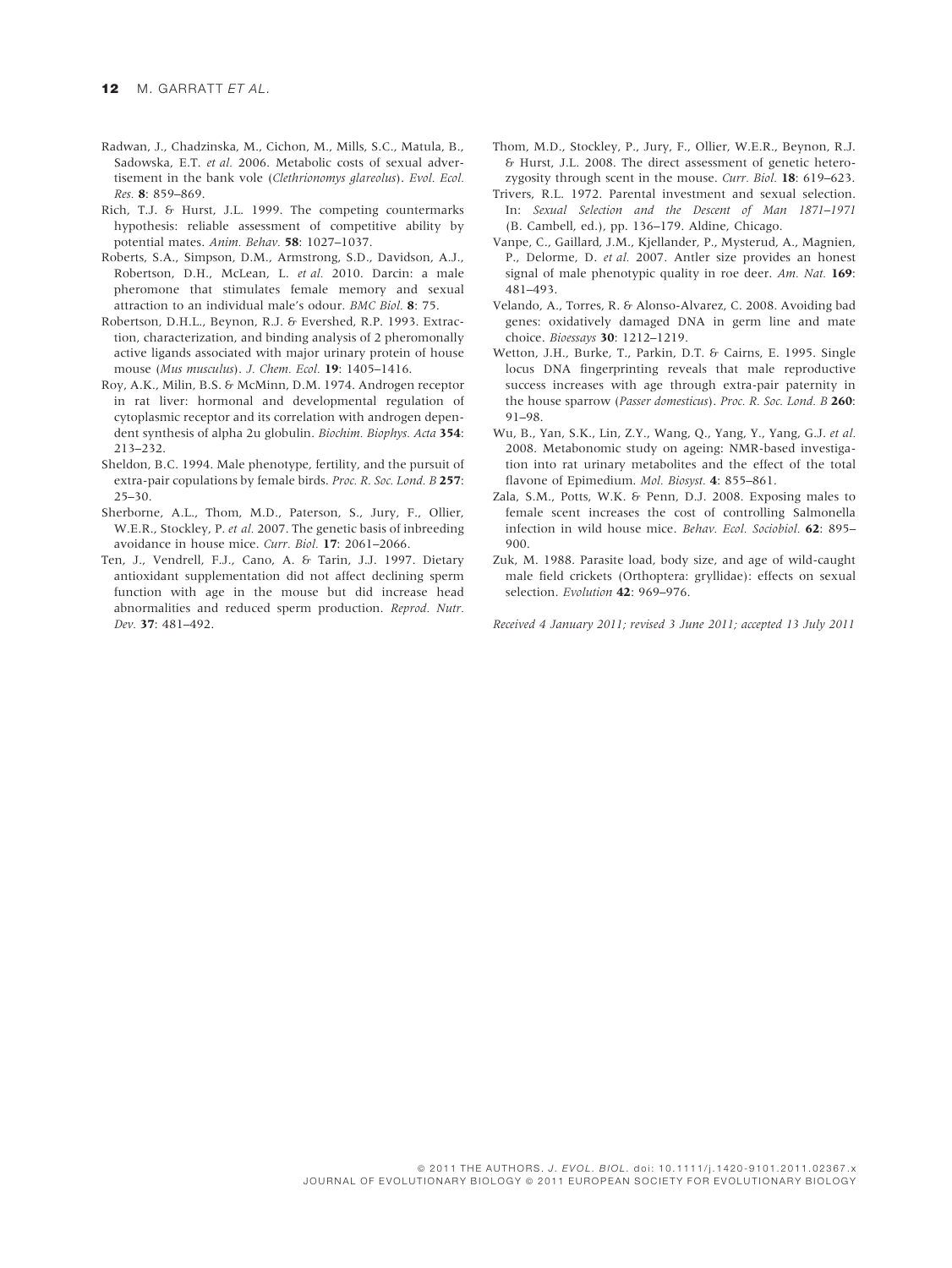Radwan, J., Chadzinska, M., Cichon, M., Mills, S.C., Matula, B., Sadowska, E.T. *et al.* 2006. Metabolic costs of sexual advertisement in the bank vole (*Clethrionomys glareolus*). *Evol. Ecol. Res.* **8**: 859–869.

Rich, T.J. & Hurst, J.L. 1999. The competing countermarks hypothesis: reliable assessment of competitive ability by potential mates. *Anim. Behav.* **58**: 1027–1037.

Roberts, S.A., Simpson, D.M., Armstrong, S.D., Davidson, A.J., Robertson, D.H., McLean, L. *et al.* 2010. Darcin: a male pheromone that stimulates female memory and sexual attraction to an individual male's odour. *BMC Biol.* **8**: 75.

Robertson, D.H.L., Beynon, R.J. & Evershed, R.P. 1993. Extraction, characterization, and binding analysis of 2 pheromonally active ligands associated with major urinary protein of house mouse (*Mus musculus*). *J. Chem. Ecol.* **19**: 1405–1416.

Roy, A.K., Milin, B.S. & McMinn, D.M. 1974. Androgen receptor in rat liver: hormonal and developmental regulation of cytoplasmic receptor and its correlation with androgen dependent synthesis of alpha 2u globulin. *Biochim. Biophys. Acta* **354**: 213–232.

Sheldon, B.C. 1994. Male phenotype, fertility, and the pursuit of extra-pair copulations by female birds. *Proc. R. Soc. Lond. B* **257**: 25–30.

Sherborne, A.L., Thom, M.D., Paterson, S., Jury, F., Ollier, W.E.R., Stockley, P. *et al.* 2007. The genetic basis of inbreeding avoidance in house mice. *Curr. Biol.* **17**: 2061–2066.

Ten, J., Vendrell, F.J., Cano, A. & Tarin, J.J. 1997. Dietary antioxidant supplementation did not affect declining sperm function with age in the mouse but did increase head abnormalities and reduced sperm production. *Reprod. Nutr. Dev.* **37**: 481–492.

Thom, M.D., Stockley, P., Jury, F., Ollier, W.E.R., Beynon, R.J. & Hurst, J.L. 2008. The direct assessment of genetic heterozygosity through scent in the mouse. *Curr. Biol.* **18**: 619–623.

Trivers, R.L. 1972. Parental investment and sexual selection. In: *Sexual Selection and the Descent of Man 1871–1971* (B. Cambell, ed.), pp. 136–179. Aldine, Chicago.

Vanpe, C., Gaillard, J.M., Kjellander, P., Mysterud, A., Magnien, P., Delorme, D. *et al.* 2007. Antler size provides an honest signal of male phenotypic quality in roe deer. *Am. Nat.* **169**: 481–493.

Velando, A., Torres, R. & Alonso-Alvarez, C. 2008. Avoiding bad genes: oxidatively damaged DNA in germ line and mate choice. *Bioessays* **30**: 1212–1219.

Wetton, J.H., Burke, T., Parkin, D.T. & Cairns, E. 1995. Single locus DNA fingerprinting reveals that male reproductive success increases with age through extra-pair paternity in the house sparrow (*Passer domesticus*). *Proc. R. Soc. Lond. B* **260**: 91–98.

Wu, B., Yan, S.K., Lin, Z.Y., Wang, Q., Yang, Y., Yang, G.J. *et al.* 2008. Metabonomic study on ageing: NMR-based investigation into rat urinary metabolites and the effect of the total flavone of Epimedium. *Mol. Biosyst.* **4**: 855–861.

Zala, S.M., Potts, W.K. & Penn, D.J. 2008. Exposing males to female scent increases the cost of controlling Salmonella infection in wild house mice. *Behav. Ecol. Sociobiol.* **62**: 895–900.

Zuk, M. 1988. Parasite load, body size, and age of wild-caught male field crickets (Orthoptera: gryllidae): effects on sexual selection. *Evolution* **42**: 969–976.

*Received 4 January 2011; revised 3 June 2011; accepted 13 July 2011*